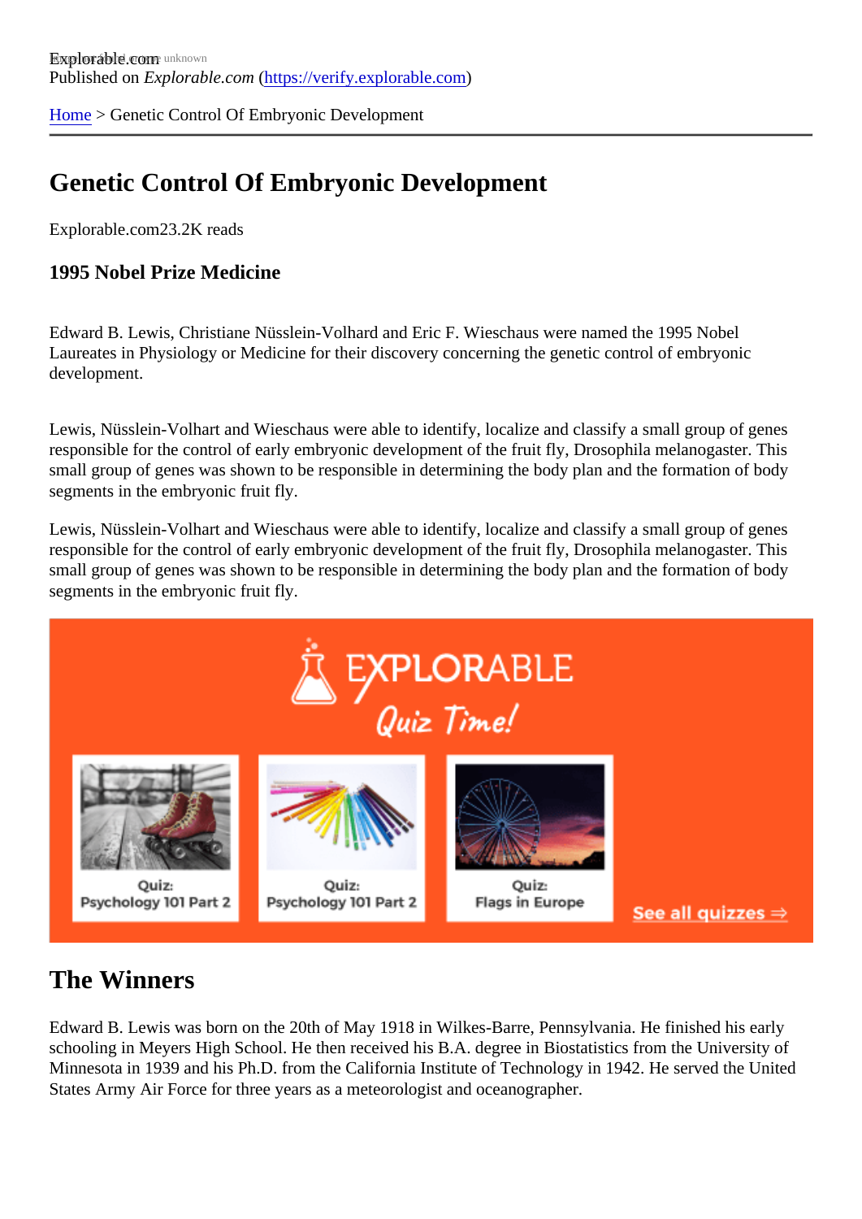Published on *Explorable.com* (https://verify.explorable.com)

Home > Genetic Control Of Embryonic Development

# Genetic Control Of Embryonic Development

Explorable.com23.2K reads

### 1995 Nobel Prize Medicine

Edward B. Lewis, Christiane Nüsslein-Volhard and Eric F. Wieschaus were named the 1995 Nobel Laureates in Physiology or Medicine for their discovery concerning the genetic control of embryonic development.

Lewis, Nüsslein-Volhart and Wieschaus were able to identify, localize and classify a small group of genes responsible for the control of early embryonic development of the fruit fly, Drosophila melanogaster. This small group of genes was shown to be responsible in determining the body plan and the formation of body segments in the embryonic fruit fly.

Lewis, Nüsslein-Volhart and Wieschaus were able to identify, localize and classify a small group of genes responsible for the control of early embryonic development of the fruit fly, Drosophila melanogaster. This small group of genes was shown to be responsible in determining the body plan and the formation of body segments in the embryonic fruit fly.

## The Winners

Edward B. Lewis was born on the 20th of May 1918 in Wilkes-Barre, Pennsylvania. He finished his early schooling in Meyers High School. He then received his B.A. degree in Biostatistics from the University of Minnesota in 1939 and his Ph.D. from the California Institute of Technology in 1942. He served the United States Army Air Force for three years as a meteorologist and oceanographer.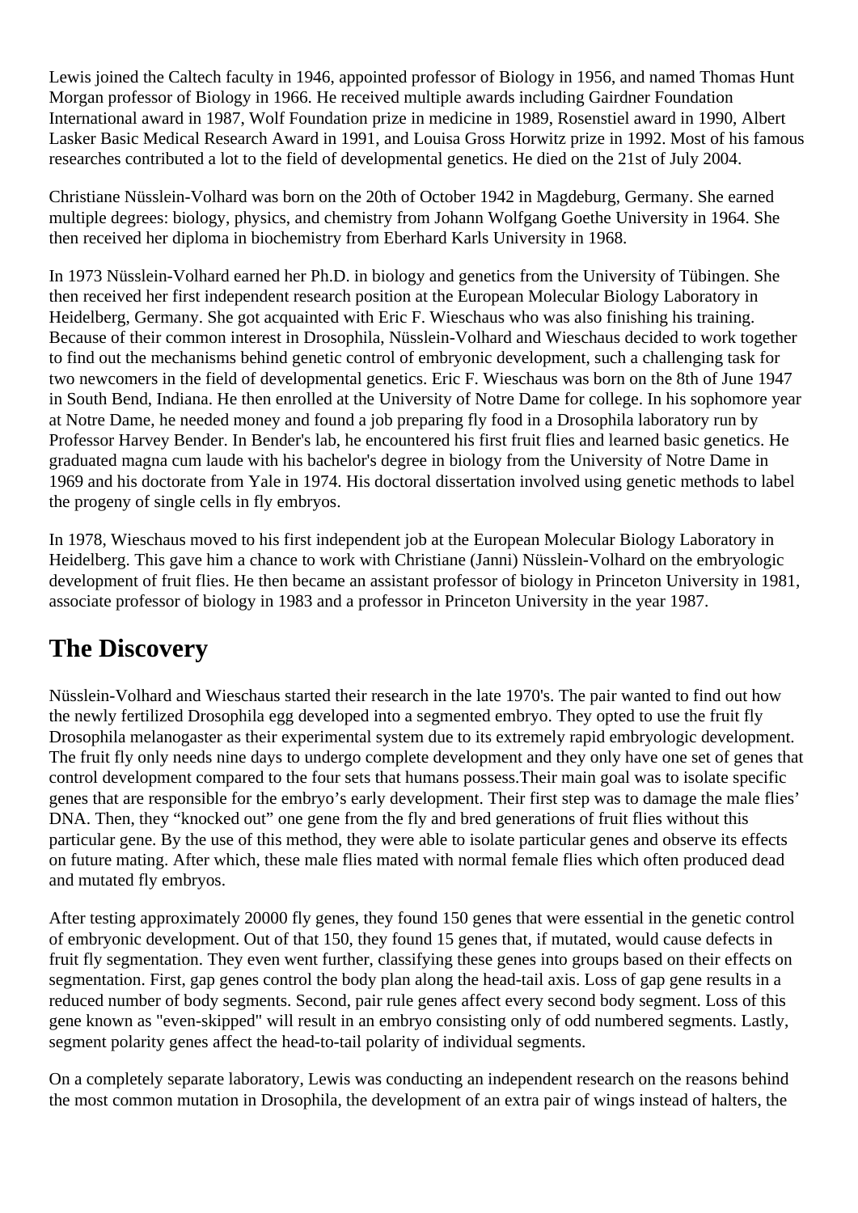Lewis joined the Caltech faculty in 1946, appointed professor of Biology in 1956, and named Thomas Hunt Morgan professor of Biology in 1966. He received multiple awards including Gairdner Foundation International award in 1987, Wolf Foundation prize in medicine in 1989, Rosenstiel award in 1990, Albert Lasker Basic Medical Research Award in 1991, and Louisa Gross Horwitz prize in 1992. Most of his famous researches contributed a lot to the field of developmental genetics. He died on the 21st of July 2004.

Christiane Nüsslein-Volhard was born on the 20th of October 1942 in Magdeburg, Germany. She earned multiple degrees: biology, physics, and chemistry from Johann Wolfgang Goethe University in 1964. She then received her diploma in biochemistry from Eberhard Karls University in 1968.

In 1973 Nüsslein-Volhard earned her Ph.D. in biology and genetics from the University of Tübingen. She then received her first independent research position at the European Molecular Biology Laboratory in Heidelberg, Germany. She got acquainted with Eric F. Wieschaus who was also finishing his training. Because of their common interest in Drosophila, Nüsslein-Volhard and Wieschaus decided to work together to find out the mechanisms behind genetic control of embryonic development, such a challenging task for two newcomers in the field of developmental genetics. Eric F. Wieschaus was born on the 8th of June 1947 in South Bend, Indiana. He then enrolled at the University of Notre Dame for college. In his sophomore year at Notre Dame, he needed money and found a job preparing fly food in a Drosophila laboratory run by Professor Harvey Bender. In Bender's lab, he encountered his first fruit flies and learned basic genetics. He graduated magna cum laude with his bachelor's degree in biology from the University of Notre Dame in 1969 and his doctorate from Yale in 1974. His doctoral dissertation involved using genetic methods to label the progeny of single cells in fly embryos.

In 1978, Wieschaus moved to his first independent job at the European Molecular Biology Laboratory in Heidelberg. This gave him a chance to work with Christiane (Janni) Nüsslein-Volhard on the embryologic development of fruit flies. He then became an assistant professor of biology in Princeton University in 1981, associate professor of biology in 1983 and a professor in Princeton University in the year 1987.

## The Discovery

Nüsslein-Volhard and Wieschaus started their research in the late 1970's. The pair wanted to find out how the newly fertilized Drosophila egg developed into a segmented embryo. They opted to use the fruit fly Drosophila melanogaster as their experimental system due to its extremely rapid embryologic development. The fruit fly only needs nine days to undergo complete development and they only have one set of genes that control development compared to the four sets that humans possess.Their main goal was to isolate specific genes that are responsible for the embryo's early development. Their first step was to damage the male flies' DNA. Then, they "knocked out" one gene from the fly and bred generations of fruit flies without this particular gene. By the use of this method, they were able to isolate particular genes and observe its effects on future mating. After which, these male flies mated with normal female flies which often produced dead and mutated fly embryos.

After testing approximately 20000 fly genes, they found 150 genes that were essential in the genetic control of embryonic development. Out of that 150, they found 15 genes that, if mutated, would cause defects in fruit fly segmentation. They even went further, classifying these genes into groups based on their effects on segmentation. First, gap genes control the body plan along the head-tail axis. Loss of gap gene results in a reduced number of body segments. Second, pair rule genes affect every second body segment. Loss of this gene known as "even-skipped" will result in an embryo consisting only of odd numbered segments. Lastly, segment polarity genes affect the head-to-tail polarity of individual segments.

On a completely separate laboratory, Lewis was conducting an independent research on the reasons behind the most common mutation in Drosophila, the development of an extra pair of wings instead of halters, the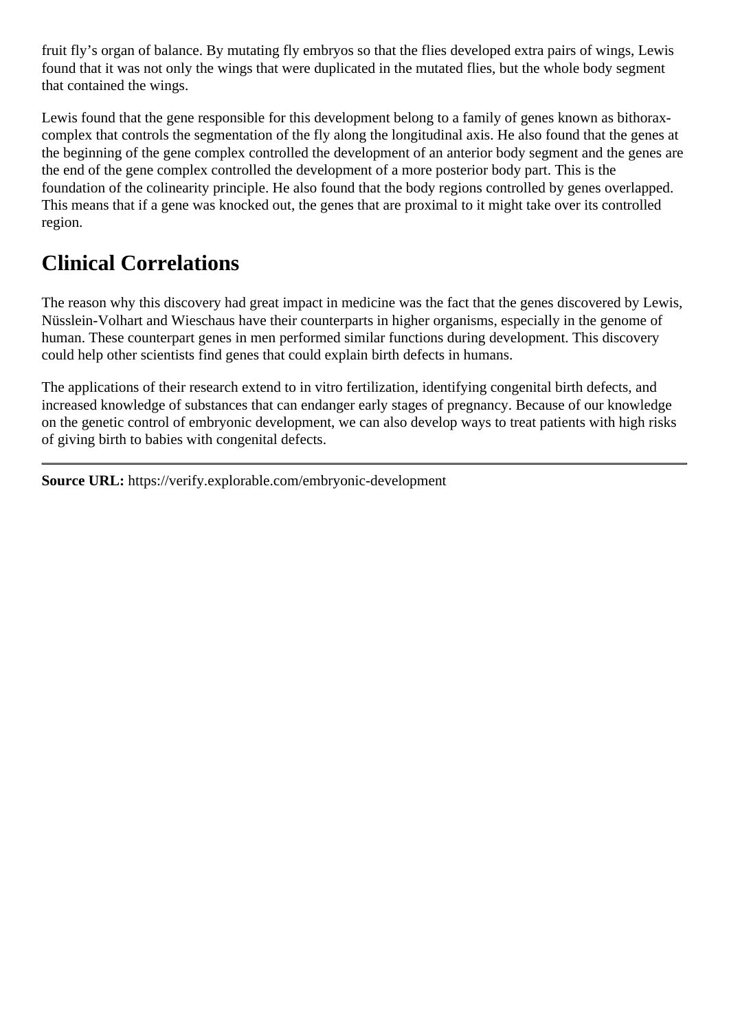fruit fly's organ of balance. By mutating fly embryos so that the flies developed extra pairs of wings, Lewis found that it was not only the wings that were duplicated in the mutated flies, but the whole body segment that contained the wings.

Lewis found that the gene responsible for this development belong to a family of genes known as bithorax-complex that controls the segmentation of the fly along the longitudinal axis. He also found that the genes at the beginning of the gene complex controlled the development of an anterior body segment and the genes are the end of the gene complex controlled the development of a more posterior body part. This is the foundation of the colinearity principle. He also found that the body regions controlled by genes overlapped. This means that if a gene was knocked out, the genes that are proximal to it might take over its controlled region.

## Clinical Correlations

The reason why this discovery had great impact in medicine was the fact that the genes discovered by Lewis, Nüsslein-Volhart and Wieschaus have their counterparts in higher organisms, especially in the genome of human. These counterpart genes in men performed similar functions during development. This discovery could help other scientists find genes that could explain birth defects in humans.

The applications of their research extend to in vitro fertilization, identifying congenital birth defects, and increased knowledge of substances that can endanger early stages of pregnancy. Because of our knowledge on the genetic control of embryonic development, we can also develop ways to treat patients with high risks of giving birth to babies with congenital defects.

---

**Source URL:** https://verify.explorable.com/embryonic-development